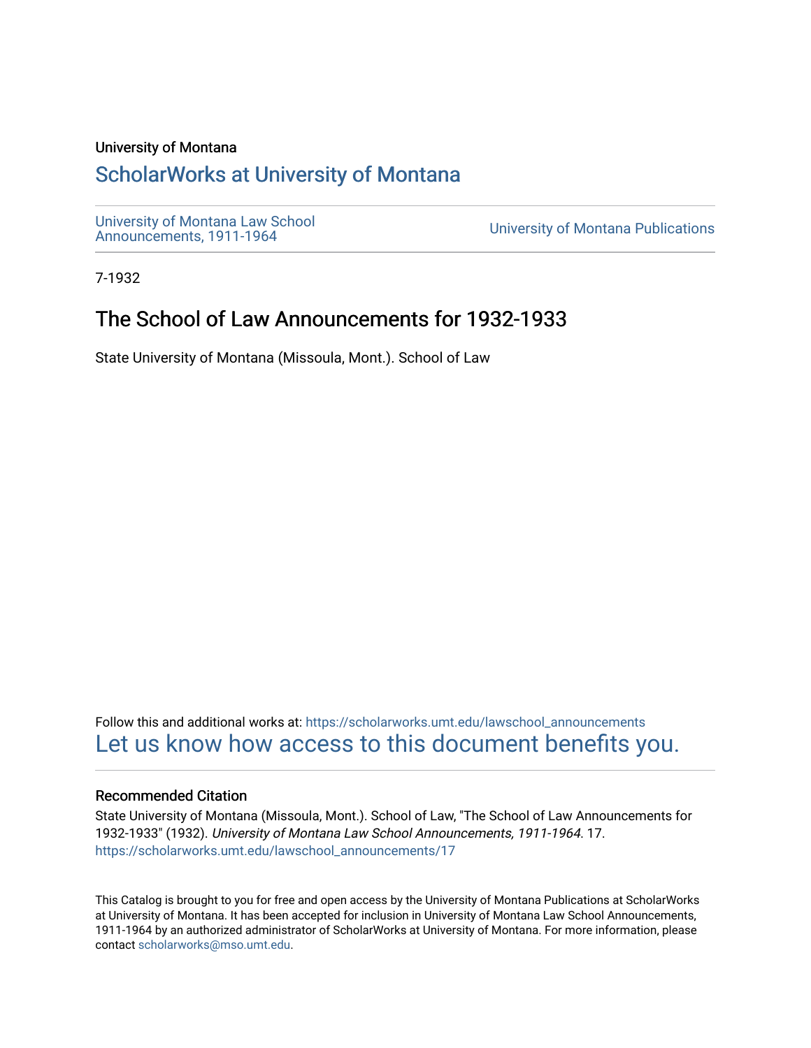University of Montana

# ScholarWorks at University of Montana

University of Montana Law School Announcements, 1911-1964

University of Montana Publications

7-1932

## The School of Law Announcements for 1932-1933

State University of Montana (Missoula, Mont.). School of Law

Follow this and additional works at: https://scholarworks.umt.edu/lawschool_announcements

Let us know how access to this document benefits you.

### Recommended Citation

State University of Montana (Missoula, Mont.). School of Law, "The School of Law Announcements for 1932-1933" (1932). *University of Montana Law School Announcements, 1911-1964*. 17.
https://scholarworks.umt.edu/lawschool_announcements/17

This Catalog is brought to you for free and open access by the University of Montana Publications at ScholarWorks at University of Montana. It has been accepted for inclusion in University of Montana Law School Announcements, 1911-1964 by an authorized administrator of ScholarWorks at University of Montana. For more information, please contact scholarworks@mso.umt.edu.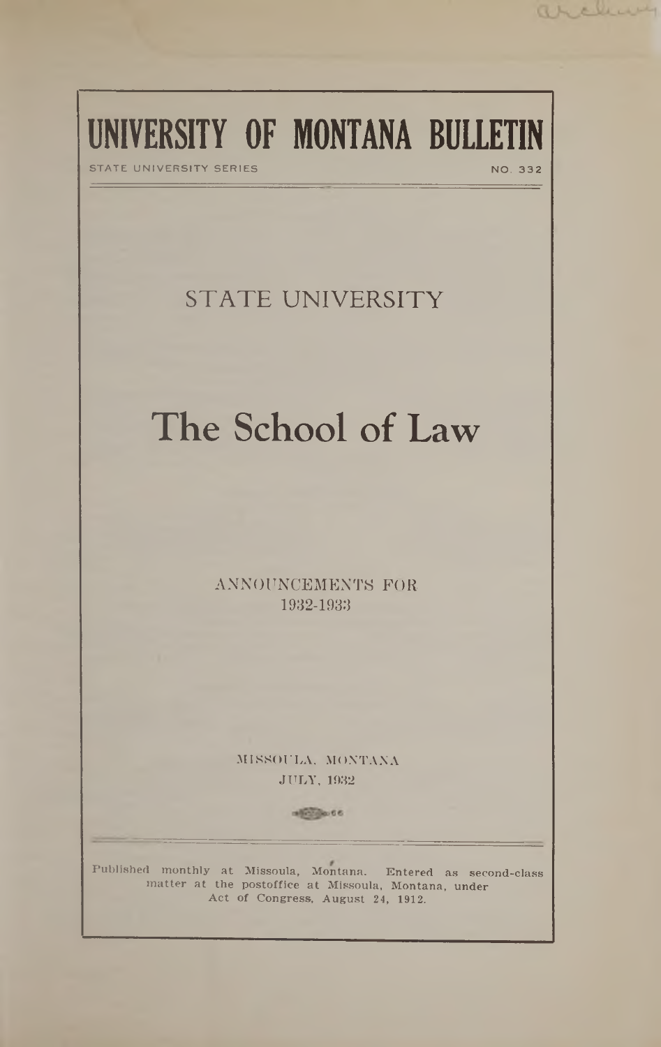# UNIVERSITY OF MONTANA BULLETIN

STATE UNIVERSITY SERIES NO. 332

## STATE UNIVERSITY

# The School of Law

ANNOUNCEMENTS FOR
1932-1933

MISSOULA, MONTANA
JULY, 1932

Published monthly at Missoula, Montana. Entered as second-class matter at the postoffice at Missoula, Montana, under Act of Congress, August 24, 1912.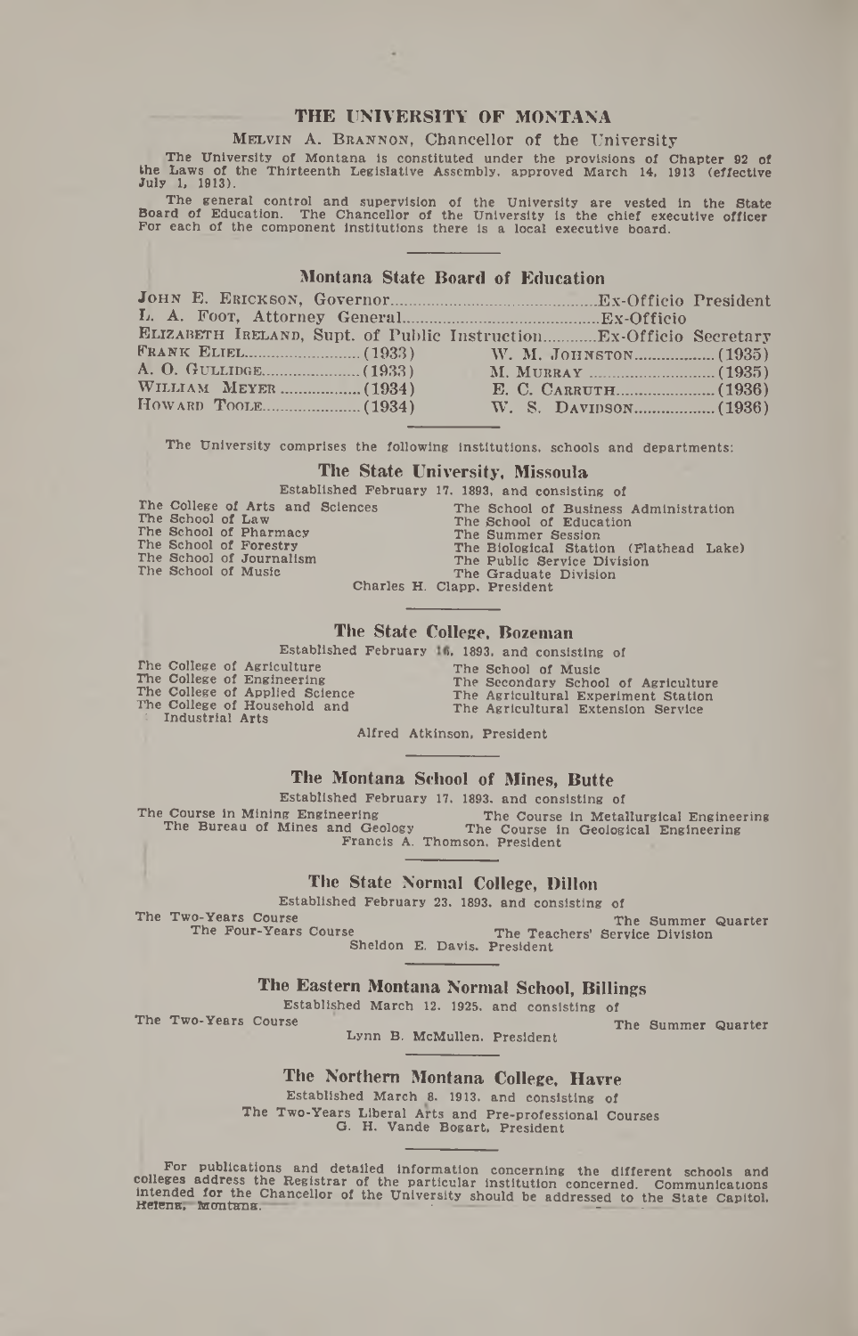# THE UNIVERSITY OF MONTANA

MELVIN A. BRANNON, Chancellor of the University

The University of Montana is constituted under the provisions of Chapter 92 of the Laws of the Thirteenth Legislative Assembly, approved March 14, 1913 (effective July 1, 1913).

The general control and supervision of the University are vested in the State Board of Education. The Chancellor of the University is the chief executive officer For each of the component institutions there is a local executive board.

## Montana State Board of Education

JOHN E. ERICKSON, Governor....................Ex-Officio President

L. A. FOOT, Attorney General....................Ex-Officio

ELIZABETH IRELAND, Supt. of Public Instruction............Ex-Officio Secretary

| | |
|---|---|
| FRANK ELIEL....................(1933) | W. M. JOHNSTON....................(1935) |
| A. O. GULLIDGE....................(1933) | M. MURRAY....................(1935) |
| WILLIAM MEYER....................(1934) | E. C. CARRUTH....................(1936) |
| HOWARD TOOLE....................(1934) | W. S. DAVIDSON....................(1936) |

The University comprises the following institutions, schools and departments:

### The State University, Missoula

Established February 17, 1893, and consisting of

- The College of Arts and Sciences
- The School of Law
- The School of Pharmacy
- The School of Forestry
- The School of Journalism
- The School of Music
- The School of Business Administration
- The School of Education
- The Summer Session
- The Biological Station (Flathead Lake)
- The Public Service Division
- The Graduate Division

Charles H. Clapp, President

### The State College, Bozeman

Established February 16, 1893, and consisting of

- The College of Agriculture
- The College of Engineering
- The College of Applied Science
- The College of Household and Industrial Arts
- The School of Music
- The Secondary School of Agriculture
- The Agricultural Experiment Station
- The Agricultural Extension Service

Alfred Atkinson, President

### The Montana School of Mines, Butte

Established February 17, 1893, and consisting of

- The Course in Mining Engineering
- The Bureau of Mines and Geology
- The Course in Metallurgical Engineering
- The Course in Geological Engineering

Francis A. Thomson, President

### The State Normal College, Dillon

Established February 23, 1893, and consisting of

- The Two-Years Course
- The Four-Years Course
- The Summer Quarter
- The Teachers' Service Division

Sheldon E. Davis, President

### The Eastern Montana Normal School, Billings

Established March 12, 1925, and consisting of

- The Two-Years Course
- The Summer Quarter

Lynn B. McMullen, President

### The Northern Montana College, Havre

Established March 8, 1913, and consisting of

The Two-Years Liberal Arts and Pre-professional Courses

G. H. Vande Bogart, President

For publications and detailed information concerning the different schools and colleges address the Registrar of the particular institution concerned. Communications intended for the Chancellor of the University should be addressed to the State Capitol, Helena, Montana.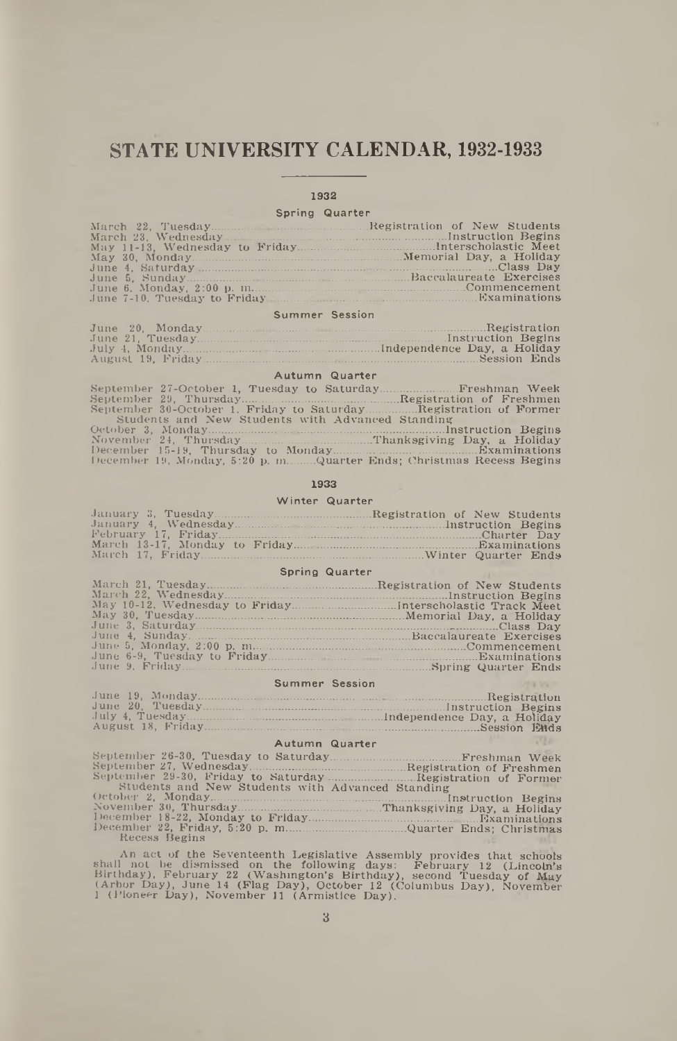# STATE UNIVERSITY CALENDAR, 1932-1933

## 1932

### Spring Quarter

| | |
|---|---|
| March 22, Tuesday | Registration of New Students |
| March 23, Wednesday | Instruction Begins |
| May 11-13, Wednesday to Friday | Interscholastic Meet |
| May 30, Monday | Memorial Day, a Holiday |
| June 4, Saturday | Class Day |
| June 5, Sunday | Baccalaureate Exercises |
| June 6, Monday, 2:00 p. m. | Commencement |
| June 7-10, Tuesday to Friday | Examinations |

### Summer Session

| | |
|---|---|
| June 20, Monday | Registration |
| June 21, Tuesday | Instruction Begins |
| July 4, Monday | Independence Day, a Holiday |
| August 19, Friday | Session Ends |

### Autumn Quarter

| | |
|---|---|
| September 27-October 1, Tuesday to Saturday | Freshman Week |
| September 29, Thursday | Registration of Freshmen |
| September 30-October 1, Friday to Saturday | Registration of Former Students and New Students with Advanced Standing |
| October 3, Monday | Instruction Begins |
| November 24, Thursday | Thanksgiving Day, a Holiday |
| December 15-19, Thursday to Monday | Examinations |
| December 19, Monday, 5:20 p. m. | Quarter Ends; Christmas Recess Begins |

## 1933

### Winter Quarter

| | |
|---|---|
| January 3, Tuesday | Registration of New Students |
| January 4, Wednesday | Instruction Begins |
| February 17, Friday | Charter Day |
| March 13-17, Monday to Friday | Examinations |
| March 17, Friday | Winter Quarter Ends |

### Spring Quarter

| | |
|---|---|
| March 21, Tuesday | Registration of New Students |
| March 22, Wednesday | Instruction Begins |
| May 10-12, Wednesday to Friday | Interscholastic Track Meet |
| May 30, Tuesday | Memorial Day, a Holiday |
| June 3, Saturday | Class Day |
| June 4, Sunday | Baccalaureate Exercises |
| June 5, Monday, 2:00 p. m. | Commencement |
| June 6-9, Tuesday to Friday | Examinations |
| June 9, Friday | Spring Quarter Ends |

### Summer Session

| | |
|---|---|
| June 19, Monday | Registration |
| June 20, Tuesday | Instruction Begins |
| July 4, Tuesday | Independence Day, a Holiday |
| August 18, Friday | Session Ends |

### Autumn Quarter

| | |
|---|---|
| September 26-30, Tuesday to Saturday | Freshman Week |
| September 27, Wednesday | Registration of Freshmen |
| September 29-30, Friday to Saturday | Registration of Former Students and New Students with Advanced Standing |
| October 2, Monday | Instruction Begins |
| November 30, Thursday | Thanksgiving Day, a Holiday |
| December 18-22, Monday to Friday | Examinations |
| December 22, Friday, 5:20 p. m. | Quarter Ends; Christmas Recess Begins |

An act of the Seventeenth Legislative Assembly provides that schools shall not be dismissed on the following days: February 12 (Lincoln's Birthday), February 22 (Washington's Birthday), second Tuesday of May (Arbor Day), June 14 (Flag Day), October 12 (Columbus Day), November 1 (Pioneer Day), November 11 (Armistice Day).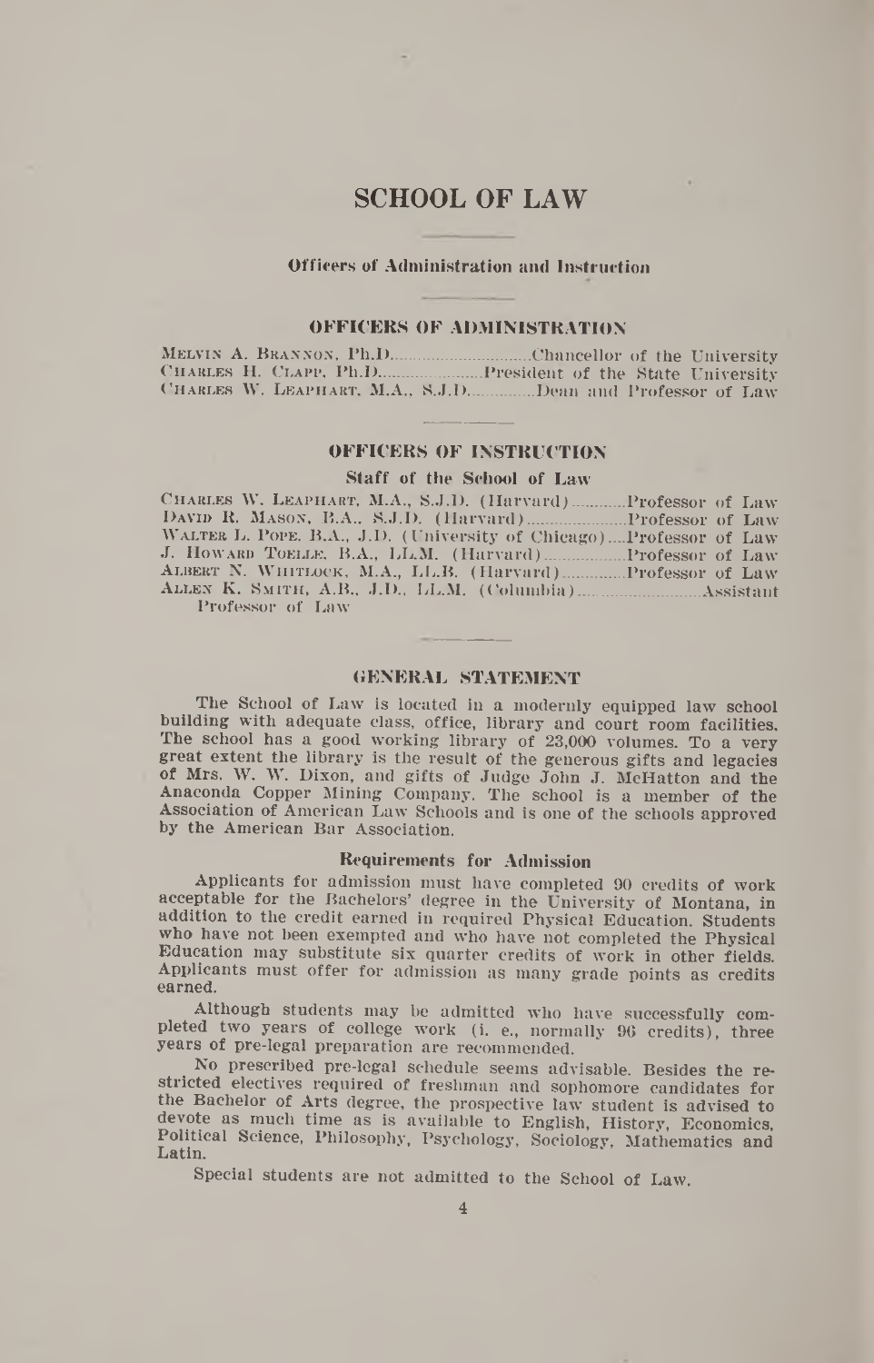# SCHOOL OF LAW

### Officers of Administration and Instruction

#### OFFICERS OF ADMINISTRATION

MELVIN A. BRANNON, Ph.D. .......... Chancellor of the University
CHARLES H. CLAPP, Ph.D. .......... President of the State University
CHARLES W. LEAPHART, M.A., S.J.D. .......... Dean and Professor of Law

#### OFFICERS OF INSTRUCTION

**Staff of the School of Law**

CHARLES W. LEAPHART, M.A., S.J.D. (Harvard) .......... Professor of Law
DAVID R. MASON, B.A., S.J.D. (Harvard) .......... Professor of Law
WALTER L. POPE, B.A., J.D. (University of Chicago) .... Professor of Law
J. HOWARD TOELLE, B.A., LL.M. (Harvard) .......... Professor of Law
ALBERT N. WHITLOCK, M.A., LL.B. (Harvard) .......... Professor of Law
ALLEN K. SMITH, A.B., J.D., LL.M. (Columbia) .......... Assistant Professor of Law

#### GENERAL STATEMENT

The School of Law is located in a modernly equipped law school building with adequate class, office, library and court room facilities. The school has a good working library of 23,000 volumes. To a very great extent the library is the result of the generous gifts and legacies of Mrs. W. W. Dixon, and gifts of Judge John J. McHatton and the Anaconda Copper Mining Company. The school is a member of the Association of American Law Schools and is one of the schools approved by the American Bar Association.

**Requirements for Admission**

Applicants for admission must have completed 90 credits of work acceptable for the Bachelors' degree in the University of Montana, in addition to the credit earned in required Physical Education. Students who have not been exempted and who have not completed the Physical Education may substitute six quarter credits of work in other fields. Applicants must offer for admission as many grade points as credits earned.

Although students may be admitted who have successfully completed two years of college work (i. e., normally 96 credits), three years of pre-legal preparation are recommended.

No prescribed pre-legal schedule seems advisable. Besides the restricted electives required of freshman and sophomore candidates for the Bachelor of Arts degree, the prospective law student is advised to devote as much time as is available to English, History, Economics, Political Science, Philosophy, Psychology, Sociology, Mathematics and Latin.

Special students are not admitted to the School of Law.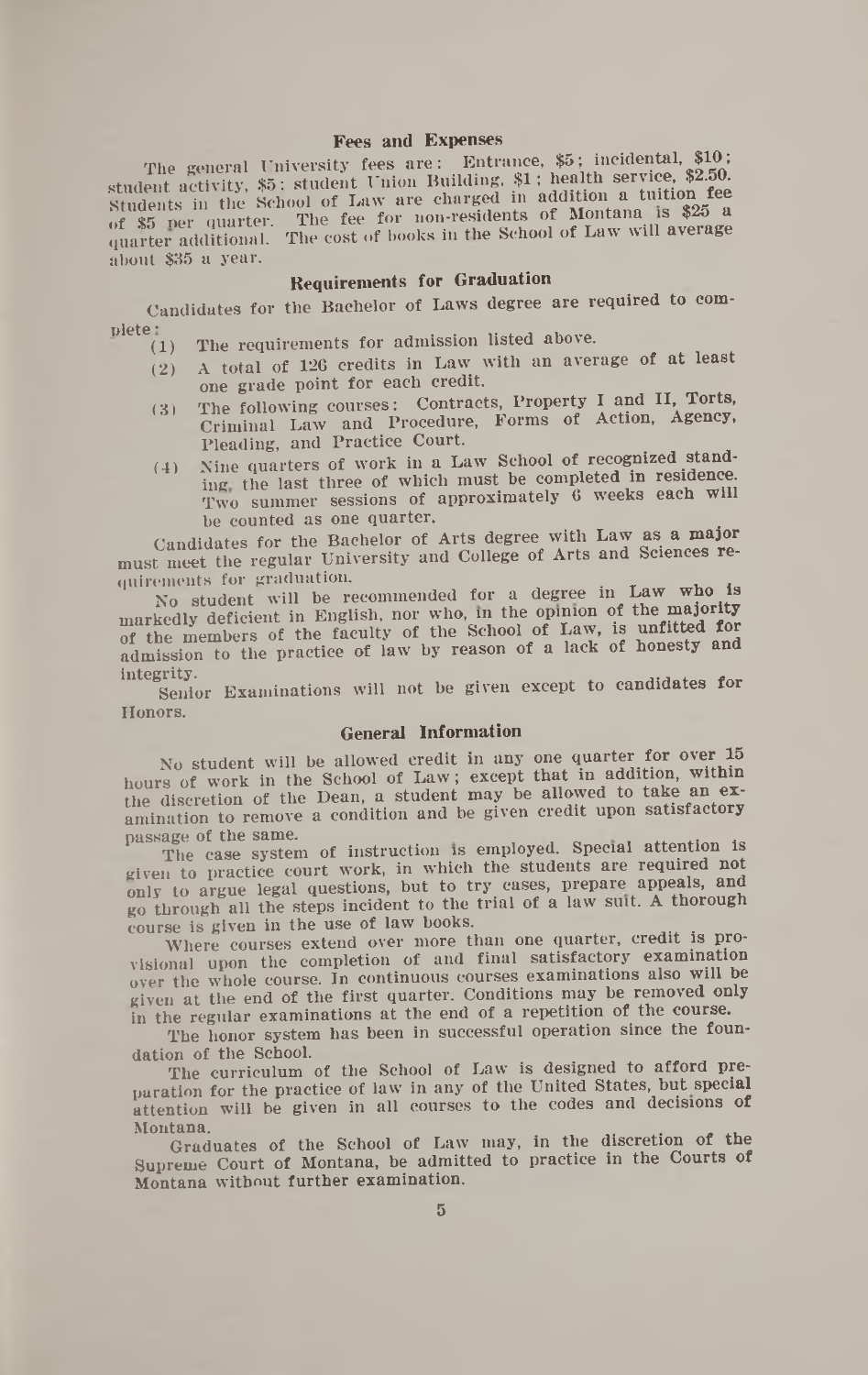## Fees and Expenses

The general University fees are: Entrance, $5; incidental, $10; student activity, $5; student Union Building, $1; health service, $2.50. Students in the School of Law are charged in addition a tuition fee of $5 per quarter. The fee for non-residents of Montana is $25 a quarter additional. The cost of books in the School of Law will average about $35 a year.

## Requirements for Graduation

Candidates for the Bachelor of Laws degree are required to complete:

(1) The requirements for admission listed above.

(2) A total of 126 credits in Law with an average of at least one grade point for each credit.

(3) The following courses: Contracts, Property I and II, Torts, Criminal Law and Procedure, Forms of Action, Agency, Pleading, and Practice Court.

(4) Nine quarters of work in a Law School of recognized standing, the last three of which must be completed in residence. Two summer sessions of approximately 6 weeks each will be counted as one quarter.

Candidates for the Bachelor of Arts degree with Law as a major must meet the regular University and College of Arts and Sciences requirements for graduation.

No student will be recommended for a degree in Law who is markedly deficient in English, nor who, in the opinion of the majority of the members of the faculty of the School of Law, is unfitted for admission to the practice of law by reason of a lack of honesty and integrity.

Senior Examinations will not be given except to candidates for Honors.

## General Information

No student will be allowed credit in any one quarter for over 15 hours of work in the School of Law; except that in addition, within the discretion of the Dean, a student may be allowed to take an examination to remove a condition and be given credit upon satisfactory passage of the same.

The case system of instruction is employed. Special attention is given to practice court work, in which the students are required not only to argue legal questions, but to try cases, prepare appeals, and go through all the steps incident to the trial of a law suit. A thorough course is given in the use of law books.

Where courses extend over more than one quarter, credit is provisional upon the completion of and final satisfactory examination over the whole course. In continuous courses examinations also will be given at the end of the first quarter. Conditions may be removed only in the regular examinations at the end of a repetition of the course.

The honor system has been in successful operation since the foundation of the School.

The curriculum of the School of Law is designed to afford preparation for the practice of law in any of the United States, but special attention will be given in all courses to the codes and decisions of Montana.

Graduates of the School of Law may, in the discretion of the Supreme Court of Montana, be admitted to practice in the Courts of Montana without further examination.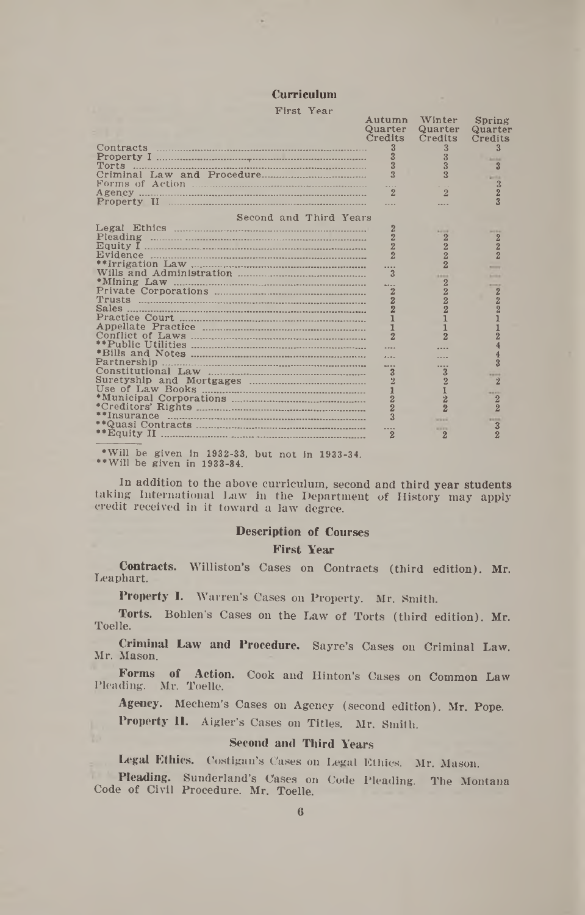## Curriculum

### First Year

| | Autumn Quarter Credits | Winter Quarter Credits | Spring Quarter Credits |
|---|---|---|---|
| Contracts | 3 | 3 | 3 |
| Property I | 3 | 3 | .... |
| Torts | 3 | 3 | 3 |
| Criminal Law and Procedure | 3 | 3 | .... |
| Forms of Action | .... | .... | 3 |
| Agency | 2 | 2 | 2 |
| Property II | .... | .... | 3 |
| **Second and Third Years** | | | |
| Legal Ethics | 2 | .... | .... |
| Pleading | 2 | 2 | 2 |
| Equity I | 2 | 2 | 2 |
| Evidence | 2 | 2 | 2 |
| **Irrigation Law | .... | 2 | .... |
| Wills and Administration | 3 | .... | .... |
| *Mining Law | .... | 2 | .... |
| Private Corporations | 2 | 2 | 2 |
| Trusts | 2 | 2 | 2 |
| Sales | 2 | 2 | 2 |
| Practice Court | 1 | 1 | 1 |
| Appellate Practice | 1 | 1 | 1 |
| Conflict of Laws | 2 | 2 | 2 |
| **Public Utilities | .... | .... | 4 |
| *Bills and Notes | .... | .... | 4 |
| Partnership | .... | .... | 3 |
| Constitutional Law | 3 | 3 | .... |
| Suretyship and Mortgages | 2 | 2 | 2 |
| Use of Law Books | 1 | 1 | .... |
| *Municipal Corporations | 2 | 2 | 2 |
| *Creditors' Rights | 2 | 2 | 2 |
| **Insurance | 3 | .... | .... |
| **Quasi Contracts | .... | .... | 3 |
| **Equity II | 2 | 2 | 2 |

*Will be given in 1932-33, but not in 1933-34.
**Will be given in 1933-34.

In addition to the above curriculum, second and third year students taking International Law in the Department of History may apply credit received in it toward a law degree.

## Description of Courses

### First Year

**Contracts.** Williston's Cases on Contracts (third edition). Mr. Leaphart.

**Property I.** Warren's Cases on Property. Mr. Smith.

**Torts.** Bohlen's Cases on the Law of Torts (third edition). Mr. Toelle.

**Criminal Law and Procedure.** Sayre's Cases on Criminal Law. Mr. Mason.

**Forms of Action.** Cook and Hinton's Cases on Common Law Pleading. Mr. Toelle.

**Agency.** Mechem's Cases on Agency (second edition). Mr. Pope.

**Property II.** Aigler's Cases on Titles. Mr. Smith.

### Second and Third Years

**Legal Ethics.** Costigan's Cases on Legal Ethics. Mr. Mason.

**Pleading.** Sunderland's Cases on Code Pleading. The Montana Code of Civil Procedure. Mr. Toelle.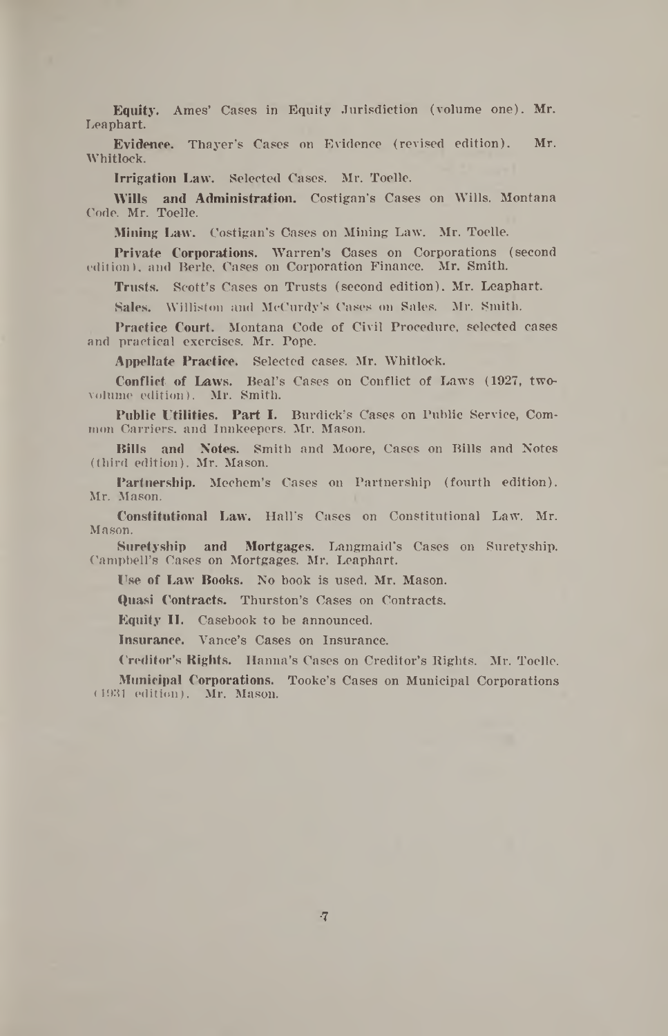**Equity.** Ames' Cases in Equity Jurisdiction (volume one). Mr. Leaphart.

**Evidence.** Thayer's Cases on Evidence (revised edition). Mr. Whitlock.

**Irrigation Law.** Selected Cases. Mr. Toelle.

**Wills and Administration.** Costigan's Cases on Wills. Montana Code. Mr. Toelle.

**Mining Law.** Costigan's Cases on Mining Law. Mr. Toelle.

**Private Corporations.** Warren's Cases on Corporations (second edition), and Berle, Cases on Corporation Finance. Mr. Smith.

**Trusts.** Scott's Cases on Trusts (second edition). Mr. Leaphart.

**Sales.** Williston and McCurdy's Cases on Sales. Mr. Smith.

**Practice Court.** Montana Code of Civil Procedure, selected cases and practical exercises. Mr. Pope.

**Appellate Practice.** Selected cases. Mr. Whitlock.

**Conflict of Laws.** Beal's Cases on Conflict of Laws (1927, two-volume edition). Mr. Smith.

**Public Utilities. Part I.** Burdick's Cases on Public Service, Common Carriers, and Innkeepers. Mr. Mason.

**Bills and Notes.** Smith and Moore, Cases on Bills and Notes (third edition). Mr. Mason.

**Partnership.** Mechem's Cases on Partnership (fourth edition). Mr. Mason.

**Constitutional Law.** Hall's Cases on Constitutional Law. Mr. Mason.

**Suretyship and Mortgages.** Langmaid's Cases on Suretyship. Campbell's Cases on Mortgages. Mr. Leaphart.

**Use of Law Books.** No book is used. Mr. Mason.

**Quasi Contracts.** Thurston's Cases on Contracts.

**Equity II.** Casebook to be announced.

**Insurance.** Vance's Cases on Insurance.

**Creditor's Rights.** Hanna's Cases on Creditor's Rights. Mr. Toelle.

**Municipal Corporations.** Tooke's Cases on Municipal Corporations (1931 edition). Mr. Mason.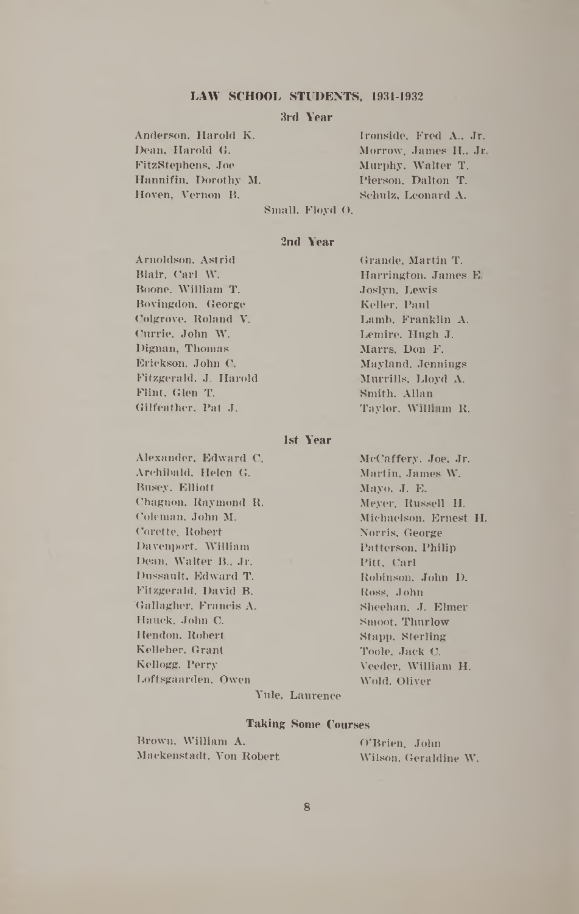## LAW SCHOOL STUDENTS, 1931-1932

### 3rd Year

Anderson, Harold K.
Dean, Harold G.
FitzStephens, Joe
Hannifin, Dorothy M.
Hoven, Vernon B.
Ironside, Fred A., Jr.
Morrow, James H., Jr.
Murphy, Walter T.
Pierson, Dalton T.
Schulz, Leonard A.
Small, Floyd O.

### 2nd Year

Arnoldson, Astrid
Blair, Carl W.
Boone, William T.
Bovingdon, George
Colgrove, Roland V.
Currie, John W.
Dignan, Thomas
Erickson, John C.
Fitzgerald, J. Harold
Flint, Glen T.
Gilfeather, Pat J.
Grande, Martin T.
Harrington, James E.
Joslyn, Lewis
Keller, Paul
Lamb, Franklin A.
Lemire, Hugh J.
Marrs, Don F.
Mayland, Jennings
Murrills, Lloyd A.
Smith, Allan
Taylor, William R.

### 1st Year

Alexander, Edward C.
Archibald, Helen G.
Busey, Elliott
Chagnon, Raymond R.
Coleman, John M.
Corette, Robert
Davenport, William
Dean, Walter B., Jr.
Dussault, Edward T.
Fitzgerald, David B.
Gallagher, Francis A.
Hauck, John C.
Hendon, Robert
Kelleher, Grant
Kellogg, Perry
Loftsgaarden, Owen
McCaffery, Joe, Jr.
Martin, James W.
Mayo, J. E.
Meyer, Russell H.
Michaelson, Ernest H.
Norris, George
Patterson, Philip
Pitt, Carl
Robinson, John D.
Ross, John
Sheehan, J. Elmer
Smoot, Thurlow
Stapp, Sterling
Toole, Jack C.
Veeder, William H.
Wold, Oliver
Yule, Laurence

### Taking Some Courses

Brown, William A.
Mackenstadt, Von Robert
O'Brien, John
Wilson, Geraldine W.